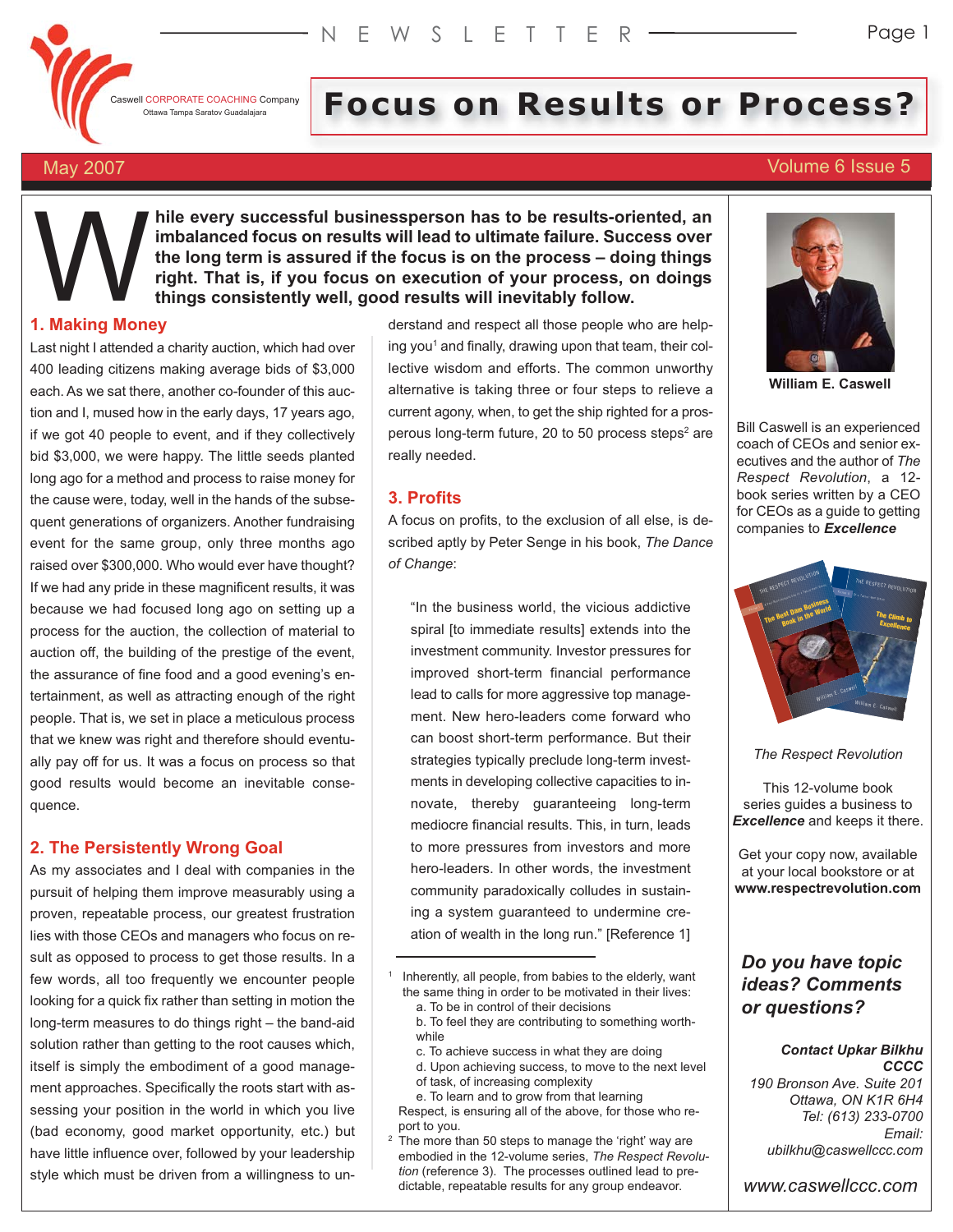Caswell CORPORATE COACHING Company
Ottawa Tampa Saratov Guadalajara

# Focus on Results or Process?

May 2007

**While every successful businessperson has to be results-oriented, an imbalanced focus on results will lead to ultimate failure. Success over the long term is assured if the focus is on the process – doing things right. That is, if you focus on execution of your process, on doings things consistently well, good results will inevitably follow.**

## 1. Making Money

Last night I attended a charity auction, which had over 400 leading citizens making average bids of $3,000 each. As we sat there, another co-founder of this auction and I, mused how in the early days, 17 years ago, if we got 40 people to event, and if they collectively bid $3,000, we were happy. The little seeds planted long ago for a method and process to raise money for the cause were, today, well in the hands of the subsequent generations of organizers. Another fundraising event for the same group, only three months ago raised over $300,000. Who would ever have thought? If we had any pride in these magnificent results, it was because we had focused long ago on setting up a process for the auction, the collection of material to auction off, the building of the prestige of the event, the assurance of fine food and a good evening's entertainment, as well as attracting enough of the right people. That is, we set in place a meticulous process that we knew was right and therefore should eventually pay off for us. It was a focus on process so that good results would become an inevitable consequence.

## 2. The Persistently Wrong Goal

As my associates and I deal with companies in the pursuit of helping them improve measurably using a proven, repeatable process, our greatest frustration lies with those CEOs and managers who focus on result as opposed to process to get those results. In a few words, all too frequently we encounter people looking for a quick fix rather than setting in motion the long-term measures to do things right – the band-aid solution rather than getting to the root causes which, itself is simply the embodiment of a good management approaches. Specifically the roots start with assessing your position in the world in which you live (bad economy, good market opportunity, etc.) but have little influence over, followed by your leadership style which must be driven from a willingness to understand and respect all those people who are helping you[1] and finally, drawing upon that team, their collective wisdom and efforts. The common unworthy alternative is taking three or four steps to relieve a current agony, when, to get the ship righted for a prosperous long-term future, 20 to 50 process steps[2] are really needed.

## 3. Profits

A focus on profits, to the exclusion of all else, is described aptly by Peter Senge in his book, *The Dance of Change*:

> "In the business world, the vicious addictive spiral [to immediate results] extends into the investment community. Investor pressures for improved short-term financial performance lead to calls for more aggressive top management. New hero-leaders come forward who can boost short-term performance. But their strategies typically preclude long-term investments in developing collective capacities to innovate, thereby guaranteeing long-term mediocre financial results. This, in turn, leads to more pressures from investors and more hero-leaders. In other words, the investment community paradoxically colludes in sustaining a system guaranteed to undermine creation of wealth in the long run." [Reference 1]

---

[1] Inherently, all people, from babies to the elderly, want the same thing in order to be motivated in their lives:
  a. To be in control of their decisions
  b. To feel they are contributing to something worthwhile
  c. To achieve success in what they are doing
  d. Upon achieving success, to move to the next level of task, of increasing complexity
  e. To learn and to grow from that learning

Respect, is ensuring all of the above, for those who report to you.

[2] The more than 50 steps to manage the 'right' way are embodied in the 12-volume series, *The Respect Revolution* (reference 3). The processes outlined lead to predictable, repeatable results for any group endeavor.

---

**William E. Caswell**

Bill Caswell is an experienced coach of CEOs and senior executives and the author of *The Respect Revolution*, a 12-book series written by a CEO for CEOs as a guide to getting companies to ***Excellence***

*The Respect Revolution*

This 12-volume book series guides a business to ***Excellence*** and keeps it there.

Get your copy now, available at your local bookstore or at **www.respectrevolution.com**

***Do you have topic ideas? Comments or questions?***

***Contact Upkar Bilkhu***
***CCCC***
*190 Bronson Ave. Suite 201*
*Ottawa, ON K1R 6H4*
*Tel: (613) 233-0700*
*Email:*
*ubilkhu@caswellccc.com*

*www.caswellccc.com*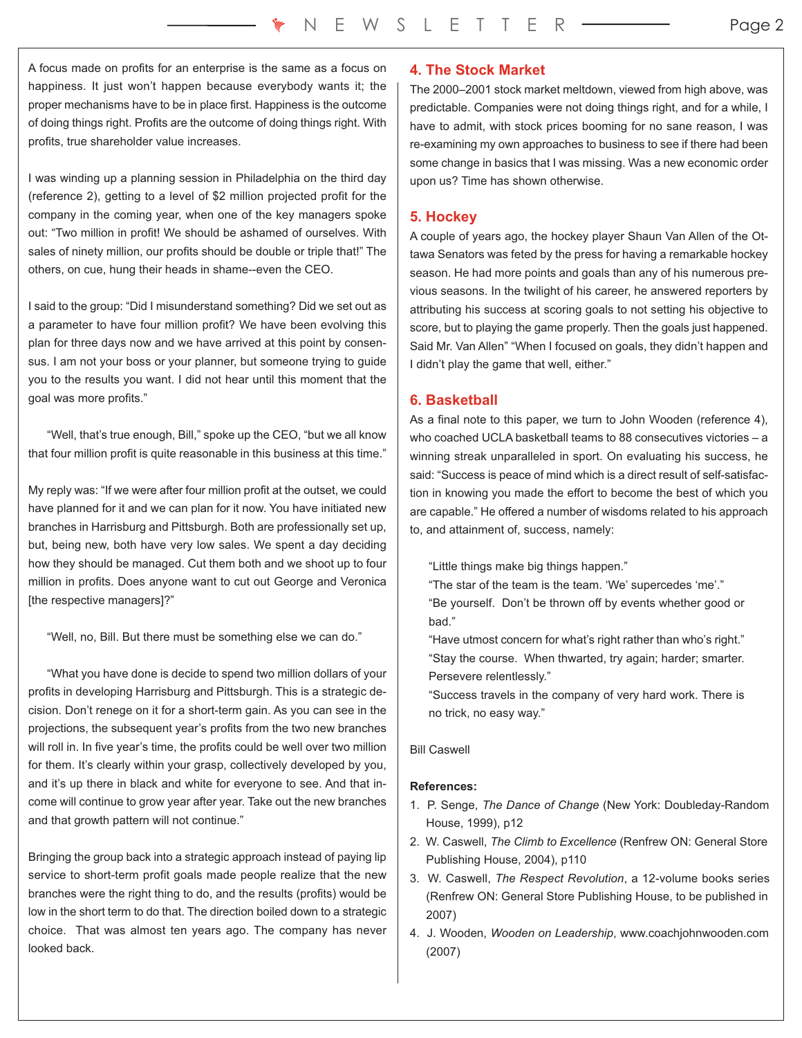A focus made on profits for an enterprise is the same as a focus on happiness. It just won't happen because everybody wants it; the proper mechanisms have to be in place first. Happiness is the outcome of doing things right. Profits are the outcome of doing things right. With profits, true shareholder value increases.

I was winding up a planning session in Philadelphia on the third day (reference 2), getting to a level of $2 million projected profit for the company in the coming year, when one of the key managers spoke out: "Two million in profit! We should be ashamed of ourselves. With sales of ninety million, our profits should be double or triple that!" The others, on cue, hung their heads in shame--even the CEO.

I said to the group: "Did I misunderstand something? Did we set out as a parameter to have four million profit? We have been evolving this plan for three days now and we have arrived at this point by consensus. I am not your boss or your planner, but someone trying to guide you to the results you want. I did not hear until this moment that the goal was more profits."

"Well, that's true enough, Bill," spoke up the CEO, "but we all know that four million profit is quite reasonable in this business at this time."

My reply was: "If we were after four million profit at the outset, we could have planned for it and we can plan for it now. You have initiated new branches in Harrisburg and Pittsburgh. Both are professionally set up, but, being new, both have very low sales. We spent a day deciding how they should be managed. Cut them both and we shoot up to four million in profits. Does anyone want to cut out George and Veronica [the respective managers]?"

"Well, no, Bill. But there must be something else we can do."

"What you have done is decide to spend two million dollars of your profits in developing Harrisburg and Pittsburgh. This is a strategic decision. Don't renege on it for a short-term gain. As you can see in the projections, the subsequent year's profits from the two new branches will roll in. In five year's time, the profits could be well over two million for them. It's clearly within your grasp, collectively developed by you, and it's up there in black and white for everyone to see. And that income will continue to grow year after year. Take out the new branches and that growth pattern will not continue."

Bringing the group back into a strategic approach instead of paying lip service to short-term profit goals made people realize that the new branches were the right thing to do, and the results (profits) would be low in the short term to do that. The direction boiled down to a strategic choice. That was almost ten years ago. The company has never looked back.

## 4. The Stock Market

The 2000–2001 stock market meltdown, viewed from high above, was predictable. Companies were not doing things right, and for a while, I have to admit, with stock prices booming for no sane reason, I was re-examining my own approaches to business to see if there had been some change in basics that I was missing. Was a new economic order upon us? Time has shown otherwise.

## 5. Hockey

A couple of years ago, the hockey player Shaun Van Allen of the Ottawa Senators was feted by the press for having a remarkable hockey season. He had more points and goals than any of his numerous previous seasons. In the twilight of his career, he answered reporters by attributing his success at scoring goals to not setting his objective to score, but to playing the game properly. Then the goals just happened. Said Mr. Van Allen" "When I focused on goals, they didn't happen and I didn't play the game that well, either."

## 6. Basketball

As a final note to this paper, we turn to John Wooden (reference 4), who coached UCLA basketball teams to 88 consecutives victories – a winning streak unparalleled in sport. On evaluating his success, he said: "Success is peace of mind which is a direct result of self-satisfaction in knowing you made the effort to become the best of which you are capable." He offered a number of wisdoms related to his approach to, and attainment of, success, namely:

"Little things make big things happen."
"The star of the team is the team. 'We' supercedes 'me'."
"Be yourself. Don't be thrown off by events whether good or bad."
"Have utmost concern for what's right rather than who's right."
"Stay the course. When thwarted, try again; harder; smarter. Persevere relentlessly."
"Success travels in the company of very hard work. There is no trick, no easy way."

Bill Caswell

**References:**

1. P. Senge, *The Dance of Change* (New York: Doubleday-Random House, 1999), p12
2. W. Caswell, *The Climb to Excellence* (Renfrew ON: General Store Publishing House, 2004), p110
3. W. Caswell, *The Respect Revolution*, a 12-volume books series (Renfrew ON: General Store Publishing House, to be published in 2007)
4. J. Wooden, *Wooden on Leadership*, www.coachjohnwooden.com (2007)